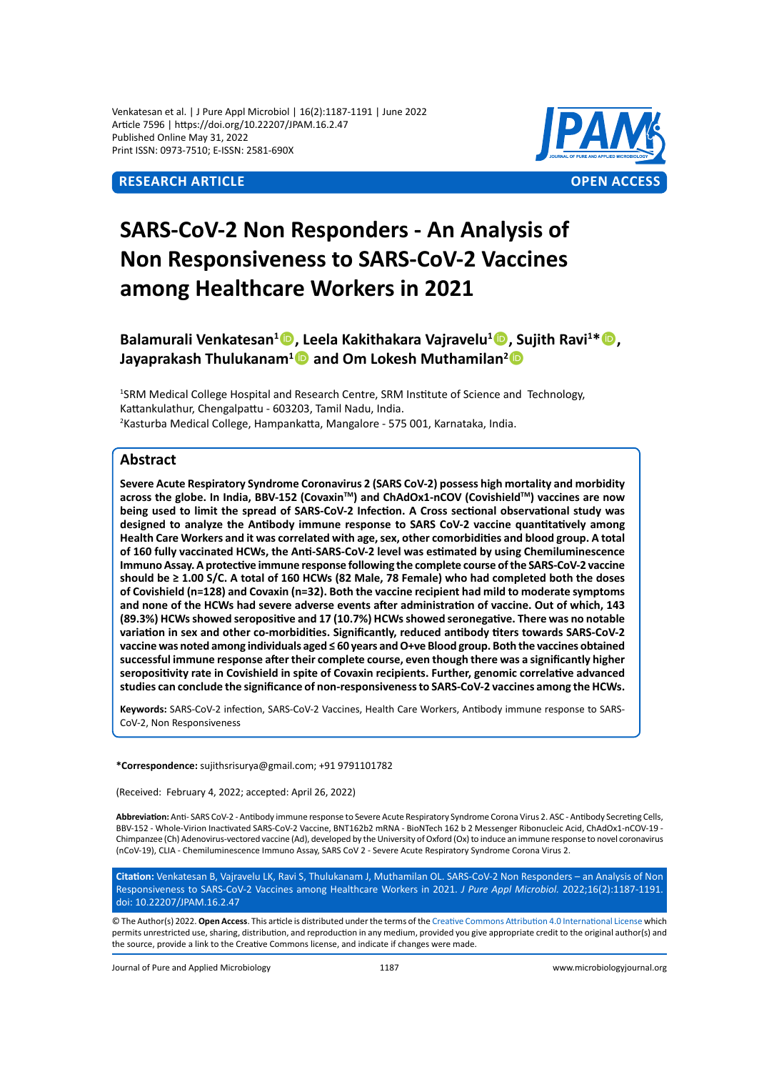**RESEARCH ARTICLE** **OPEN ACCESS**

# SARS-CoV-2 Non Responders - An Analysis of Non Responsiveness to SARS-CoV-2 Vaccines among Healthcare Workers in 2021

**Balamurali Venkatesan[1], Leela Kakithakara Vajravelu[1], Sujith Ravi[1]*, Jayaprakash Thulukanam[1] and Om Lokesh Muthamilan[2]**

[1]SRM Medical College Hospital and Research Centre, SRM Institute of Science and Technology, Kattankulathur, Chengalpattu - 603203, Tamil Nadu, India.
[2]Kasturba Medical College, Hampankatta, Mangalore - 575 001, Karnataka, India.

## Abstract

**Severe Acute Respiratory Syndrome Coronavirus 2 (SARS CoV-2) possess high mortality and morbidity across the globe. In India, BBV-152 (Covaxin™) and ChAdOx1-nCOV (Covishield™) vaccines are now being used to limit the spread of SARS-CoV-2 Infection. A Cross sectional observational study was designed to analyze the Antibody immune response to SARS CoV-2 vaccine quantitatively among Health Care Workers and it was correlated with age, sex, other comorbidities and blood group. A total of 160 fully vaccinated HCWs, the Anti-SARS-CoV-2 level was estimated by using Chemiluminescence Immuno Assay. A protective immune response following the complete course of the SARS-CoV-2 vaccine should be ≥ 1.00 S/C. A total of 160 HCWs (82 Male, 78 Female) who had completed both the doses of Covishield (n=128) and Covaxin (n=32). Both the vaccine recipient had mild to moderate symptoms and none of the HCWs had severe adverse events after administration of vaccine. Out of which, 143 (89.3%) HCWs showed seropositive and 17 (10.7%) HCWs showed seronegative. There was no notable variation in sex and other co-morbidities. Significantly, reduced antibody titers towards SARS-CoV-2 vaccine was noted among individuals aged ≤ 60 years and O+ve Blood group. Both the vaccines obtained successful immune response after their complete course, even though there was a significantly higher seropositivity rate in Covishield in spite of Covaxin recipients. Further, genomic correlative advanced studies can conclude the significance of non-responsiveness to SARS-CoV-2 vaccines among the HCWs.**

**Keywords:** SARS-CoV-2 infection, SARS-CoV-2 Vaccines, Health Care Workers, Antibody immune response to SARS-CoV-2, Non Responsiveness

**\*Correspondence:** sujithsrisurya@gmail.com; +91 9791101782

(Received: February 4, 2022; accepted: April 26, 2022)

**Abbreviation:** Anti- SARS CoV-2 - Antibody immune response to Severe Acute Respiratory Syndrome Corona Virus 2. ASC - Antibody Secreting Cells, BBV-152 - Whole-Virion Inactivated SARS-CoV-2 Vaccine, BNT162b2 mRNA - BioNTech 162 b 2 Messenger Ribonucleic Acid, ChAdOx1-nCOV-19 - Chimpanzee (Ch) Adenovirus-vectored vaccine (Ad), developed by the University of Oxford (Ox) to induce an immune response to novel coronavirus (nCoV-19), CLIA - Chemiluminescence Immuno Assay, SARS CoV 2 - Severe Acute Respiratory Syndrome Corona Virus 2.

**Citation:** Venkatesan B, Vajravelu LK, Ravi S, Thulukanam J, Muthamilan OL. SARS-CoV-2 Non Responders – an Analysis of Non Responsiveness to SARS-CoV-2 Vaccines among Healthcare Workers in 2021. *J Pure Appl Microbiol.* 2022;16(2):1187-1191. doi: 10.22207/JPAM.16.2.47

© The Author(s) 2022. **Open Access**. This article is distributed under the terms of the Creative Commons Attribution 4.0 International License which permits unrestricted use, sharing, distribution, and reproduction in any medium, provided you give appropriate credit to the original author(s) and the source, provide a link to the Creative Commons license, and indicate if changes were made.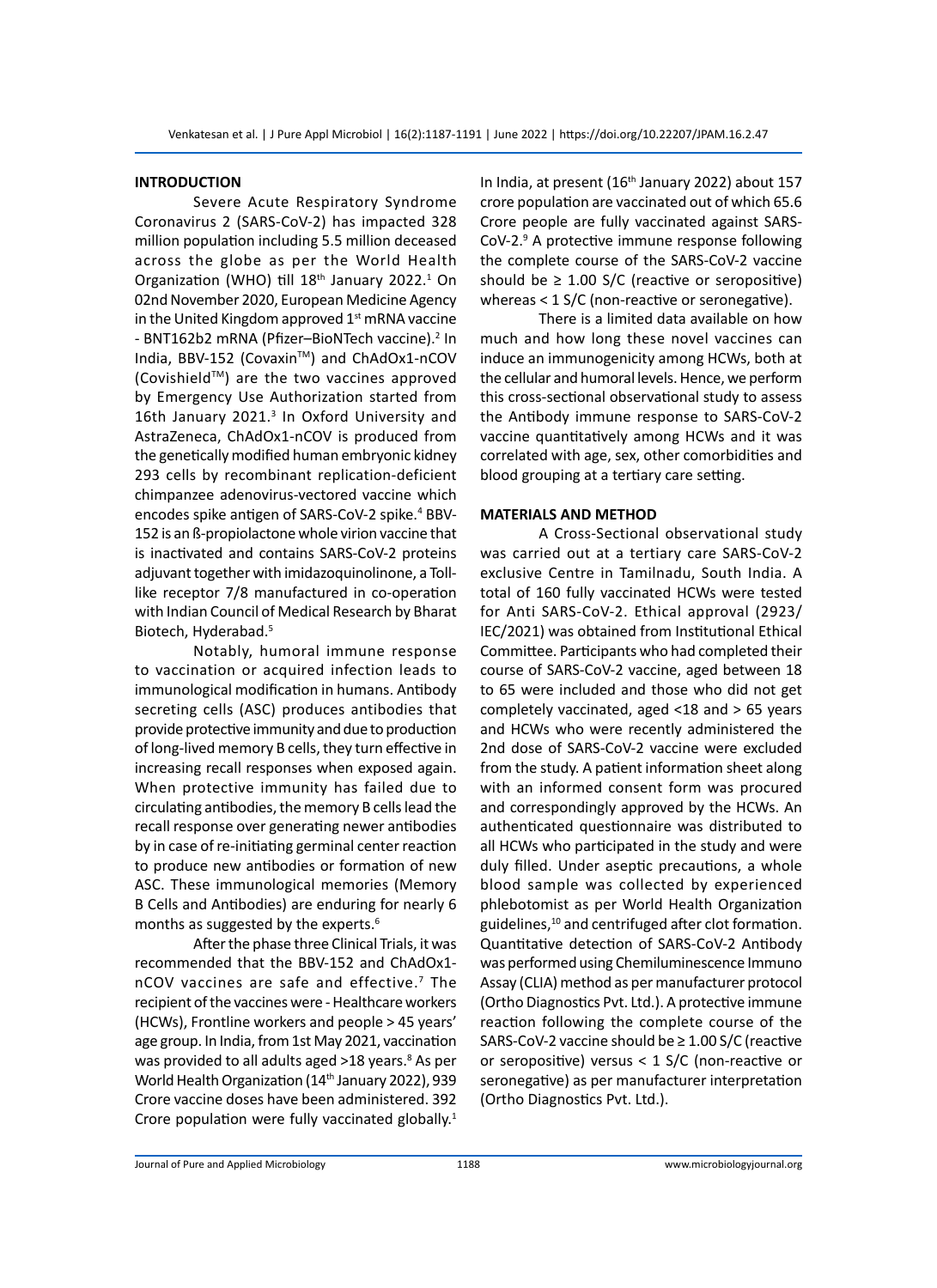## INTRODUCTION

Severe Acute Respiratory Syndrome Coronavirus 2 (SARS-CoV-2) has impacted 328 million population including 5.5 million deceased across the globe as per the World Health Organization (WHO) till 18th January 2022.[1] On 02nd November 2020, European Medicine Agency in the United Kingdom approved 1st mRNA vaccine - BNT162b2 mRNA (Pfizer–BioNTech vaccine).[2] In India, BBV-152 (Covaxin™) and ChAdOx1-nCOV (Covishield™) are the two vaccines approved by Emergency Use Authorization started from 16th January 2021.[3] In Oxford University and AstraZeneca, ChAdOx1-nCOV is produced from the genetically modified human embryonic kidney 293 cells by recombinant replication-deficient chimpanzee adenovirus-vectored vaccine which encodes spike antigen of SARS-CoV-2 spike.[4] BBV-152 is an ß-propiolactone whole virion vaccine that is inactivated and contains SARS-CoV-2 proteins adjuvant together with imidazoquinolinone, a Toll-like receptor 7/8 manufactured in co-operation with Indian Council of Medical Research by Bharat Biotech, Hyderabad.[5]

Notably, humoral immune response to vaccination or acquired infection leads to immunological modification in humans. Antibody secreting cells (ASC) produces antibodies that provide protective immunity and due to production of long-lived memory B cells, they turn effective in increasing recall responses when exposed again. When protective immunity has failed due to circulating antibodies, the memory B cells lead the recall response over generating newer antibodies by in case of re-initiating germinal center reaction to produce new antibodies or formation of new ASC. These immunological memories (Memory B Cells and Antibodies) are enduring for nearly 6 months as suggested by the experts.[6]

After the phase three Clinical Trials, it was recommended that the BBV-152 and ChAdOx1-nCOV vaccines are safe and effective.[7] The recipient of the vaccines were - Healthcare workers (HCWs), Frontline workers and people > 45 years' age group. In India, from 1st May 2021, vaccination was provided to all adults aged >18 years.[8] As per World Health Organization (14th January 2022), 939 Crore vaccine doses have been administered. 392 Crore population were fully vaccinated globally.[1] In India, at present (16th January 2022) about 157 crore population are vaccinated out of which 65.6 Crore people are fully vaccinated against SARS-CoV-2.[9] A protective immune response following the complete course of the SARS-CoV-2 vaccine should be ≥ 1.00 S/C (reactive or seropositive) whereas < 1 S/C (non-reactive or seronegative).

There is a limited data available on how much and how long these novel vaccines can induce an immunogenicity among HCWs, both at the cellular and humoral levels. Hence, we perform this cross-sectional observational study to assess the Antibody immune response to SARS-CoV-2 vaccine quantitatively among HCWs and it was correlated with age, sex, other comorbidities and blood grouping at a tertiary care setting.

## MATERIALS AND METHOD

A Cross-Sectional observational study was carried out at a tertiary care SARS-CoV-2 exclusive Centre in Tamilnadu, South India. A total of 160 fully vaccinated HCWs were tested for Anti SARS-CoV-2. Ethical approval (2923/IEC/2021) was obtained from Institutional Ethical Committee. Participants who had completed their course of SARS-CoV-2 vaccine, aged between 18 to 65 were included and those who did not get completely vaccinated, aged <18 and > 65 years and HCWs who were recently administered the 2nd dose of SARS-CoV-2 vaccine were excluded from the study. A patient information sheet along with an informed consent form was procured and correspondingly approved by the HCWs. An authenticated questionnaire was distributed to all HCWs who participated in the study and were duly filled. Under aseptic precautions, a whole blood sample was collected by experienced phlebotomist as per World Health Organization guidelines,[10] and centrifuged after clot formation. Quantitative detection of SARS-CoV-2 Antibody was performed using Chemiluminescence Immuno Assay (CLIA) method as per manufacturer protocol (Ortho Diagnostics Pvt. Ltd.). A protective immune reaction following the complete course of the SARS-CoV-2 vaccine should be ≥ 1.00 S/C (reactive or seropositive) versus < 1 S/C (non-reactive or seronegative) as per manufacturer interpretation (Ortho Diagnostics Pvt. Ltd.).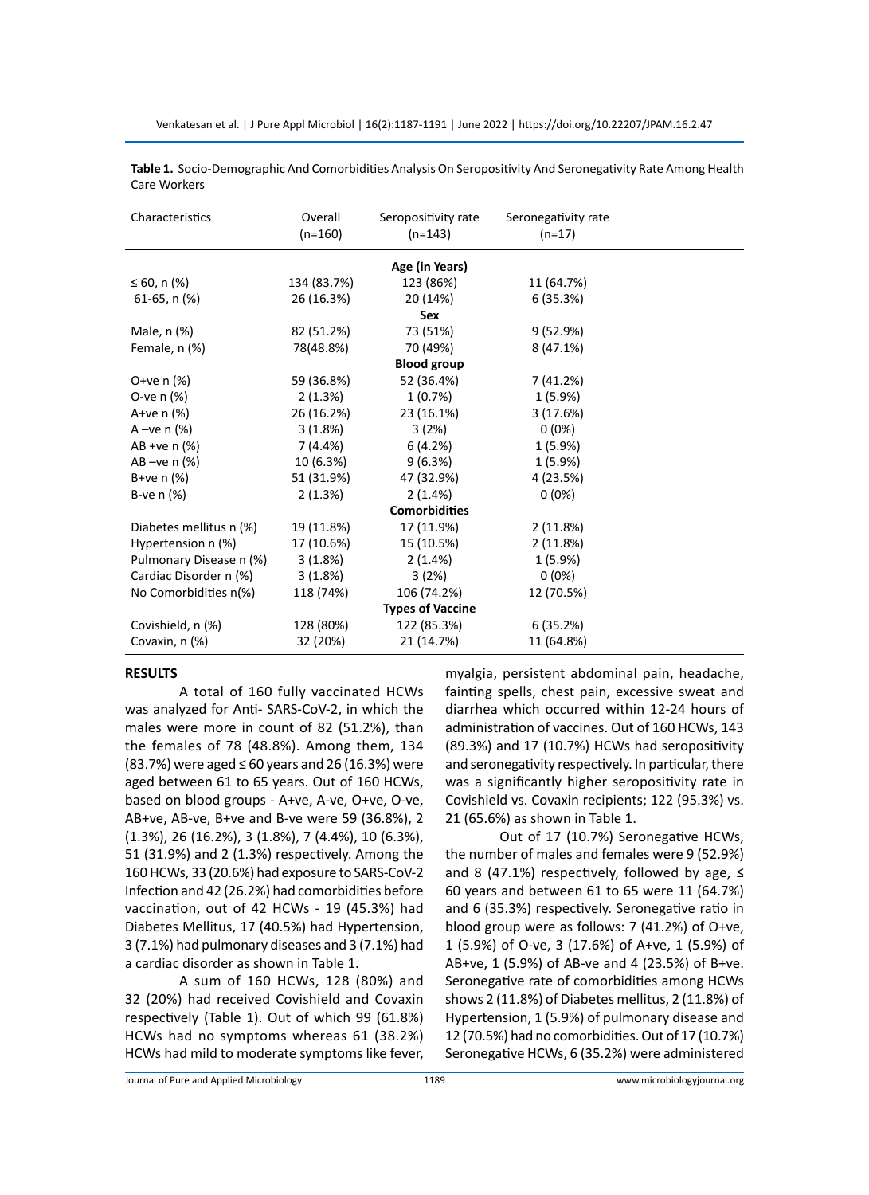**Table 1.** Socio-Demographic And Comorbidities Analysis On Seropositivity And Seronegativity Rate Among Health Care Workers

| Characteristics | Overall (n=160) | Seropositivity rate (n=143) | Seronegativity rate (n=17) |
|---|---|---|---|
| **Age (in Years)** | | | |
| ≤ 60, n (%) | 134 (83.7%) | 123 (86%) | 11 (64.7%) |
| 61-65, n (%) | 26 (16.3%) | 20 (14%) | 6 (35.3%) |
| **Sex** | | | |
| Male, n (%) | 82 (51.2%) | 73 (51%) | 9 (52.9%) |
| Female, n (%) | 78(48.8%) | 70 (49%) | 8 (47.1%) |
| **Blood group** | | | |
| O+ve n (%) | 59 (36.8%) | 52 (36.4%) | 7 (41.2%) |
| O-ve n (%) | 2 (1.3%) | 1 (0.7%) | 1 (5.9%) |
| A+ve n (%) | 26 (16.2%) | 23 (16.1%) | 3 (17.6%) |
| A –ve n (%) | 3 (1.8%) | 3 (2%) | 0 (0%) |
| AB +ve n (%) | 7 (4.4%) | 6 (4.2%) | 1 (5.9%) |
| AB –ve n (%) | 10 (6.3%) | 9 (6.3%) | 1 (5.9%) |
| B+ve n (%) | 51 (31.9%) | 47 (32.9%) | 4 (23.5%) |
| B-ve n (%) | 2 (1.3%) | 2 (1.4%) | 0 (0%) |
| **Comorbidities** | | | |
| Diabetes mellitus n (%) | 19 (11.8%) | 17 (11.9%) | 2 (11.8%) |
| Hypertension n (%) | 17 (10.6%) | 15 (10.5%) | 2 (11.8%) |
| Pulmonary Disease n (%) | 3 (1.8%) | 2 (1.4%) | 1 (5.9%) |
| Cardiac Disorder n (%) | 3 (1.8%) | 3 (2%) | 0 (0%) |
| No Comorbidities n(%) | 118 (74%) | 106 (74.2%) | 12 (70.5%) |
| **Types of Vaccine** | | | |
| Covishield, n (%) | 128 (80%) | 122 (85.3%) | 6 (35.2%) |
| Covaxin, n (%) | 32 (20%) | 21 (14.7%) | 11 (64.8%) |

## RESULTS

A total of 160 fully vaccinated HCWs was analyzed for Anti- SARS-CoV-2, in which the males were more in count of 82 (51.2%), than the females of 78 (48.8%). Among them, 134 (83.7%) were aged ≤ 60 years and 26 (16.3%) were aged between 61 to 65 years. Out of 160 HCWs, based on blood groups - A+ve, A-ve, O+ve, O-ve, AB+ve, AB-ve, B+ve and B-ve were 59 (36.8%), 2 (1.3%), 26 (16.2%), 3 (1.8%), 7 (4.4%), 10 (6.3%), 51 (31.9%) and 2 (1.3%) respectively. Among the 160 HCWs, 33 (20.6%) had exposure to SARS-CoV-2 Infection and 42 (26.2%) had comorbidities before vaccination, out of 42 HCWs - 19 (45.3%) had Diabetes Mellitus, 17 (40.5%) had Hypertension, 3 (7.1%) had pulmonary diseases and 3 (7.1%) had a cardiac disorder as shown in Table 1.

A sum of 160 HCWs, 128 (80%) and 32 (20%) had received Covishield and Covaxin respectively (Table 1). Out of which 99 (61.8%) HCWs had no symptoms whereas 61 (38.2%) HCWs had mild to moderate symptoms like fever, myalgia, persistent abdominal pain, headache, fainting spells, chest pain, excessive sweat and diarrhea which occurred within 12-24 hours of administration of vaccines. Out of 160 HCWs, 143 (89.3%) and 17 (10.7%) HCWs had seropositivity and seronegativity respectively. In particular, there was a significantly higher seropositivity rate in Covishield vs. Covaxin recipients; 122 (95.3%) vs. 21 (65.6%) as shown in Table 1.

Out of 17 (10.7%) Seronegative HCWs, the number of males and females were 9 (52.9%) and 8 (47.1%) respectively, followed by age, ≤ 60 years and between 61 to 65 were 11 (64.7%) and 6 (35.3%) respectively. Seronegative ratio in blood group were as follows: 7 (41.2%) of O+ve, 1 (5.9%) of O-ve, 3 (17.6%) of A+ve, 1 (5.9%) of AB+ve, 1 (5.9%) of AB-ve and 4 (23.5%) of B+ve. Seronegative rate of comorbidities among HCWs shows 2 (11.8%) of Diabetes mellitus, 2 (11.8%) of Hypertension, 1 (5.9%) of pulmonary disease and 12 (70.5%) had no comorbidities. Out of 17 (10.7%) Seronegative HCWs, 6 (35.2%) were administered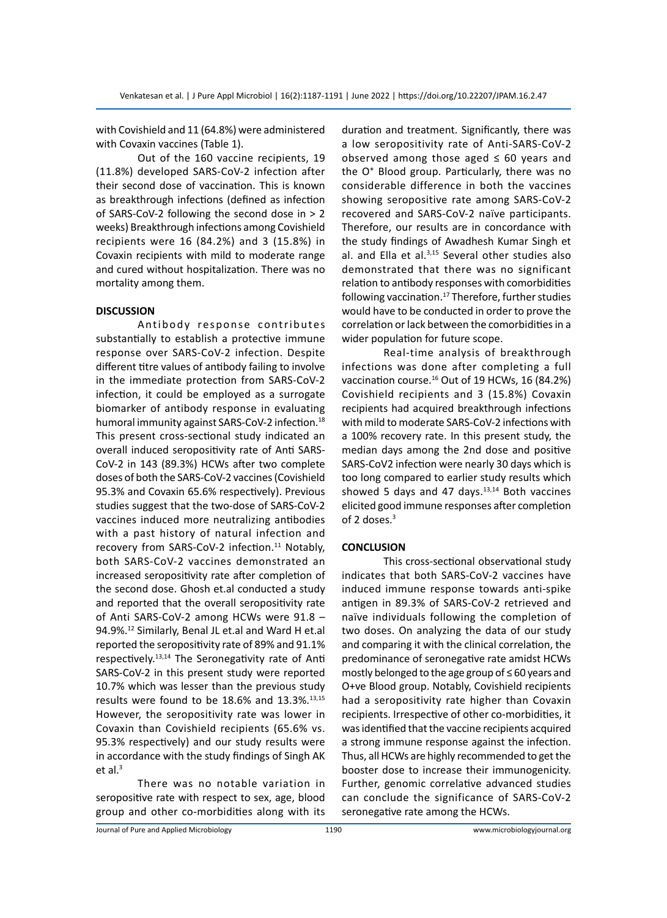with Covishield and 11 (64.8%) were administered with Covaxin vaccines (Table 1).

Out of the 160 vaccine recipients, 19 (11.8%) developed SARS-CoV-2 infection after their second dose of vaccination. This is known as breakthrough infections (defined as infection of SARS-CoV-2 following the second dose in > 2 weeks) Breakthrough infections among Covishield recipients were 16 (84.2%) and 3 (15.8%) in Covaxin recipients with mild to moderate range and cured without hospitalization. There was no mortality among them.

## DISCUSSION

Antibody response contributes substantially to establish a protective immune response over SARS-CoV-2 infection. Despite different titre values of antibody failing to involve in the immediate protection from SARS-CoV-2 infection, it could be employed as a surrogate biomarker of antibody response in evaluating humoral immunity against SARS-CoV-2 infection.[18] This present cross-sectional study indicated an overall induced seropositivity rate of Anti SARS-CoV-2 in 143 (89.3%) HCWs after two complete doses of both the SARS-CoV-2 vaccines (Covishield 95.3% and Covaxin 65.6% respectively). Previous studies suggest that the two-dose of SARS-CoV-2 vaccines induced more neutralizing antibodies with a past history of natural infection and recovery from SARS-CoV-2 infection.[11] Notably, both SARS-CoV-2 vaccines demonstrated an increased seropositivity rate after completion of the second dose. Ghosh et.al conducted a study and reported that the overall seropositivity rate of Anti SARS-CoV-2 among HCWs were 91.8 – 94.9%.[12] Similarly, Benal JL et.al and Ward H et.al reported the seropositivity rate of 89% and 91.1% respectively.[13,14] The Seronegativity rate of Anti SARS-CoV-2 in this present study were reported 10.7% which was lesser than the previous study results were found to be 18.6% and 13.3%.[13,15] However, the seropositivity rate was lower in Covaxin than Covishield recipients (65.6% vs. 95.3% respectively) and our study results were in accordance with the study findings of Singh AK et al.[3]

There was no notable variation in seropositive rate with respect to sex, age, blood group and other co-morbidities along with its duration and treatment. Significantly, there was a low seropositivity rate of Anti-SARS-CoV-2 observed among those aged ≤ 60 years and the $O^{+}$ Blood group. Particularly, there was no considerable difference in both the vaccines showing seropositive rate among SARS-CoV-2 recovered and SARS-CoV-2 naïve participants. Therefore, our results are in concordance with the study findings of Awadhesh Kumar Singh et al. and Ella et al.[3,15] Several other studies also demonstrated that there was no significant relation to antibody responses with comorbidities following vaccination.[17] Therefore, further studies would have to be conducted in order to prove the correlation or lack between the comorbidities in a wider population for future scope.

Real-time analysis of breakthrough infections was done after completing a full vaccination course.[16] Out of 19 HCWs, 16 (84.2%) Covishield recipients and 3 (15.8%) Covaxin recipients had acquired breakthrough infections with mild to moderate SARS-CoV-2 infections with a 100% recovery rate. In this present study, the median days among the 2nd dose and positive SARS-CoV2 infection were nearly 30 days which is too long compared to earlier study results which showed 5 days and 47 days.[13,14] Both vaccines elicited good immune responses after completion of 2 doses.[3]

## CONCLUSION

This cross-sectional observational study indicates that both SARS-CoV-2 vaccines have induced immune response towards anti-spike antigen in 89.3% of SARS-CoV-2 retrieved and naïve individuals following the completion of two doses. On analyzing the data of our study and comparing it with the clinical correlation, the predominance of seronegative rate amidst HCWs mostly belonged to the age group of ≤ 60 years and O+ve Blood group. Notably, Covishield recipients had a seropositivity rate higher than Covaxin recipients. Irrespective of other co-morbidities, it was identified that the vaccine recipients acquired a strong immune response against the infection. Thus, all HCWs are highly recommended to get the booster dose to increase their immunogenicity. Further, genomic correlative advanced studies can conclude the significance of SARS-CoV-2 seronegative rate among the HCWs.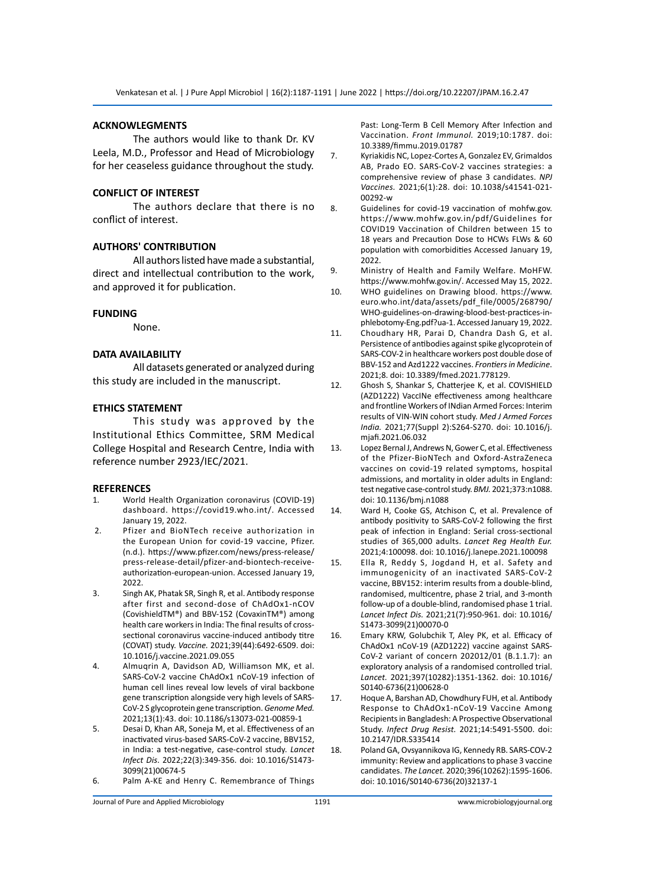## ACKNOWLEGMENTS

The authors would like to thank Dr. KV Leela, M.D., Professor and Head of Microbiology for her ceaseless guidance throughout the study.

## CONFLICT OF INTEREST

The authors declare that there is no conflict of interest.

## AUTHORS' CONTRIBUTION

All authors listed have made a substantial, direct and intellectual contribution to the work, and approved it for publication.

## FUNDING

None.

## DATA AVAILABILITY

All datasets generated or analyzed during this study are included in the manuscript.

## ETHICS STATEMENT

This study was approved by the Institutional Ethics Committee, SRM Medical College Hospital and Research Centre, India with reference number 2923/IEC/2021.

## REFERENCES

1. World Health Organization coronavirus (COVID-19) dashboard. https://covid19.who.int/. Accessed January 19, 2022.
2. Pfizer and BioNTech receive authorization in the European Union for covid-19 vaccine, Pfizer. (n.d.). https://www.pfizer.com/news/press-release/press-release-detail/pfizer-and-biontech-receive-authorization-european-union. Accessed January 19, 2022.
3. Singh AK, Phatak SR, Singh R, et al. Antibody response after first and second-dose of ChAdOx1-nCOV (CovishieldTM®) and BBV-152 (CovaxinTM®) among health care workers in India: The final results of cross-sectional coronavirus vaccine-induced antibody titre (COVAT) study. *Vaccine.* 2021;39(44):6492-6509. doi: 10.1016/j.vaccine.2021.09.055
4. Almuqrin A, Davidson AD, Williamson MK, et al. SARS-CoV-2 vaccine ChAdOx1 nCoV-19 infection of human cell lines reveal low levels of viral backbone gene transcription alongside very high levels of SARS-CoV-2 S glycoprotein gene transcription. *Genome Med.* 2021;13(1):43. doi: 10.1186/s13073-021-00859-1
5. Desai D, Khan AR, Soneja M, et al. Effectiveness of an inactivated virus-based SARS-CoV-2 vaccine, BBV152, in India: a test-negative, case-control study. *Lancet Infect Dis.* 2022;22(3):349-356. doi: 10.1016/S1473-3099(21)00674-5
6. Palm A-KE and Henry C. Remembrance of Things Past: Long-Term B Cell Memory After Infection and Vaccination. *Front Immunol.* 2019;10:1787. doi: 10.3389/fimmu.2019.01787
7. Kyriakidis NC, Lopez-Cortes A, Gonzalez EV, Grimaldos AB, Prado EO. SARS-CoV-2 vaccines strategies: a comprehensive review of phase 3 candidates. *NPJ Vaccines.* 2021;6(1):28. doi: 10.1038/s41541-021-00292-w
8. Guidelines for covid-19 vaccination of mohfw.gov. https://www.mohfw.gov.in/pdf/Guidelines for COVID19 Vaccination of Children between 15 to 18 years and Precaution Dose to HCWs FLWs & 60 population with comorbidities Accessed January 19, 2022.
9. Ministry of Health and Family Welfare. MoHFW. https://www.mohfw.gov.in/. Accessed May 15, 2022.
10. WHO guidelines on Drawing blood. https://www.euro.who.int/data/assets/pdf_file/0005/268790/WHO-guidelines-on-drawing-blood-best-practices-in-phlebotomy-Eng.pdf?ua-1. Accessed January 19, 2022.
11. Choudhary HR, Parai D, Chandra Dash G, et al. Persistence of antibodies against spike glycoprotein of SARS-COV-2 in healthcare workers post double dose of BBV-152 and Azd1222 vaccines. *Frontiers in Medicine.* 2021;8. doi: 10.3389/fmed.2021.778129.
12. Ghosh S, Shankar S, Chatterjee K, et al. COVISHIELD (AZD1222) VaccINe effectiveness among healthcare and frontline Workers of INdian Armed Forces: Interim results of VIN-WIN cohort study. *Med J Armed Forces India.* 2021;77(Suppl 2):S264-S270. doi: 10.1016/j.mjafi.2021.06.032
13. Lopez Bernal J, Andrews N, Gower C, et al. Effectiveness of the Pfizer-BioNTech and Oxford-AstraZeneca vaccines on covid-19 related symptoms, hospital admissions, and mortality in older adults in England: test negative case-control study. *BMJ.* 2021;373:n1088. doi: 10.1136/bmj.n1088
14. Ward H, Cooke GS, Atchison C, et al. Prevalence of antibody positivity to SARS-CoV-2 following the first peak of infection in England: Serial cross-sectional studies of 365,000 adults. *Lancet Reg Health Eur.* 2021;4:100098. doi: 10.1016/j.lanepe.2021.100098
15. Ella R, Reddy S, Jogdand H, et al. Safety and immunogenicity of an inactivated SARS-CoV-2 vaccine, BBV152: interim results from a double-blind, randomised, multicentre, phase 2 trial, and 3-month follow-up of a double-blind, randomised phase 1 trial. *Lancet Infect Dis.* 2021;21(7):950-961. doi: 10.1016/S1473-3099(21)00070-0
16. Emary KRW, Golubchik T, Aley PK, et al. Efficacy of ChAdOx1 nCoV-19 (AZD1222) vaccine against SARS-CoV-2 variant of concern 202012/01 (B.1.1.7): an exploratory analysis of a randomised controlled trial. *Lancet.* 2021;397(10282):1351-1362. doi: 10.1016/S0140-6736(21)00628-0
17. Hoque A, Barshan AD, Chowdhury FUH, et al. Antibody Response to ChAdOx1-nCoV-19 Vaccine Among Recipients in Bangladesh: A Prospective Observational Study. *Infect Drug Resist.* 2021;14:5491-5500. doi: 10.2147/IDR.S335414
18. Poland GA, Ovsyannikova IG, Kennedy RB. SARS-COV-2 immunity: Review and applications to phase 3 vaccine candidates. *The Lancet.* 2020;396(10262):1595-1606. doi: 10.1016/S0140-6736(20)32137-1